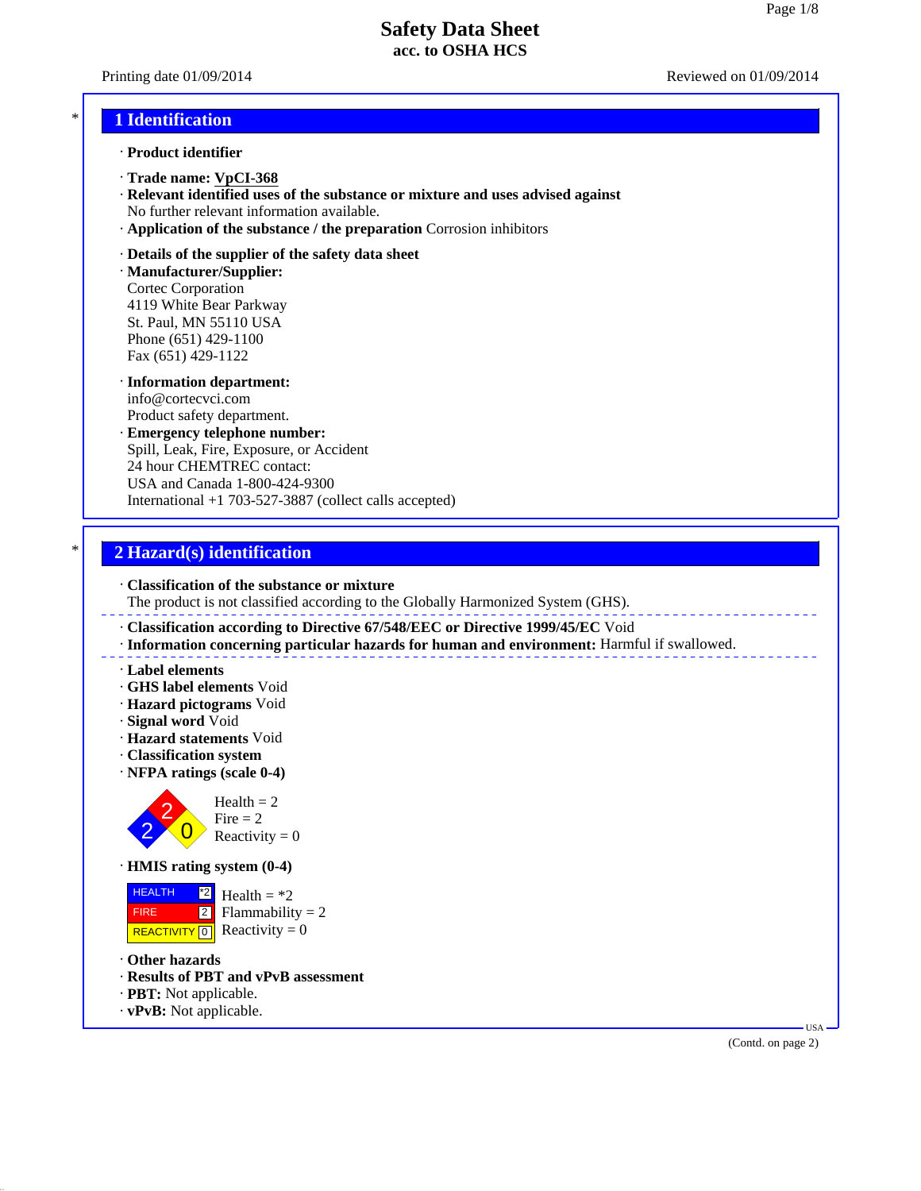# Safety Data Sheet
**acc. to OSHA HCS**

Printing date 01/09/2014 Reviewed on 01/09/2014

## 1 Identification

· **Product identifier**

· **Trade name: VpCI-368**
· **Relevant identified uses of the substance or mixture and uses advised against**
No further relevant information available.
· **Application of the substance / the preparation** Corrosion inhibitors

· **Details of the supplier of the safety data sheet**
· **Manufacturer/Supplier:**
Cortec Corporation
4119 White Bear Parkway
St. Paul, MN 55110 USA
Phone (651) 429-1100
Fax (651) 429-1122

· **Information department:**
info@cortecvci.com
Product safety department.
· **Emergency telephone number:**
Spill, Leak, Fire, Exposure, or Accident
24 hour CHEMTREC contact:
USA and Canada 1-800-424-9300
International +1 703-527-3887 (collect calls accepted)

## 2 Hazard(s) identification

· **Classification of the substance or mixture**
The product is not classified according to the Globally Harmonized System (GHS).

· **Classification according to Directive 67/548/EEC or Directive 1999/45/EC** Void
· **Information concerning particular hazards for human and environment:** Harmful if swallowed.

· **Label elements**
· **GHS label elements** Void
· **Hazard pictograms** Void
· **Signal word** Void
· **Hazard statements** Void
· **Classification system**
· **NFPA ratings (scale 0-4)**

Health = 2
Fire = 2
Reactivity = 0

· **HMIS rating system (0-4)**

| | | |
|---|---|---|
| HEALTH | *2 | Health = *2 |
| FIRE | 2 | Flammability = 2 |
| REACTIVITY | 0 | Reactivity = 0 |

· **Other hazards**
· **Results of PBT and vPvB assessment**
· **PBT:** Not applicable.
· **vPvB:** Not applicable.

(Contd. on page 2)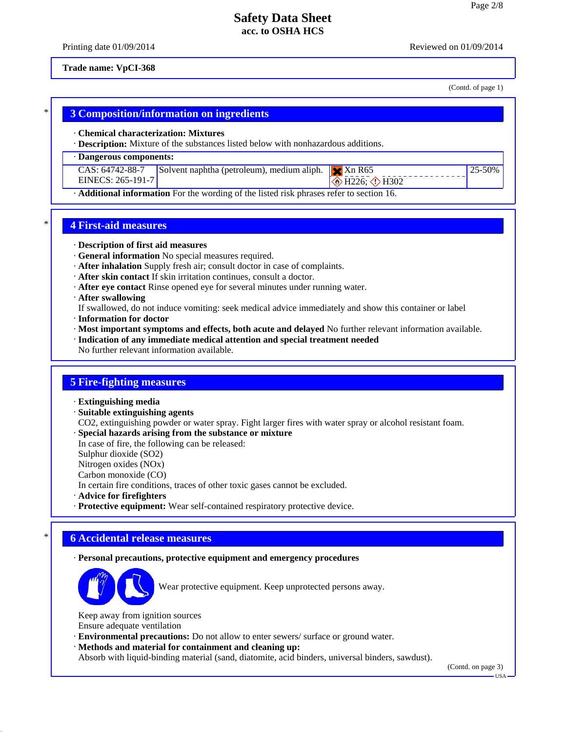**Trade name: VpCI-368**

(Contd. of page 1)

## 3 Composition/information on ingredients

· **Chemical characterization: Mixtures**
· **Description:** Mixture of the substances listed below with nonhazardous additions.

· **Dangerous components:**

| | | | |
|---|---|---|---|
| CAS: 64742-88-7<br>EINECS: 265-191-7 | Solvent naphtha (petroleum), medium aliph. | Xn R65<br>H226; H302 | 25-50% |

· **Additional information** For the wording of the listed risk phrases refer to section 16.

## 4 First-aid measures

· **Description of first aid measures**
· **General information** No special measures required.
· **After inhalation** Supply fresh air; consult doctor in case of complaints.
· **After skin contact** If skin irritation continues, consult a doctor.
· **After eye contact** Rinse opened eye for several minutes under running water.
· **After swallowing**
If swallowed, do not induce vomiting: seek medical advice immediately and show this container or label
· **Information for doctor**
· **Most important symptoms and effects, both acute and delayed** No further relevant information available.
· **Indication of any immediate medical attention and special treatment needed**
No further relevant information available.

## 5 Fire-fighting measures

· **Extinguishing media**
· **Suitable extinguishing agents**
$CO_2$, extinguishing powder or water spray. Fight larger fires with water spray or alcohol resistant foam.
· **Special hazards arising from the substance or mixture**
In case of fire, the following can be released:
Sulphur dioxide ($SO_2$)
Nitrogen oxides ($NO_x$)
Carbon monoxide (CO)
In certain fire conditions, traces of other toxic gases cannot be excluded.
· **Advice for firefighters**
· **Protective equipment:** Wear self-contained respiratory protective device.

## 6 Accidental release measures

· **Personal precautions, protective equipment and emergency procedures**

Wear protective equipment. Keep unprotected persons away.

Keep away from ignition sources
Ensure adequate ventilation
· **Environmental precautions:** Do not allow to enter sewers/ surface or ground water.
· **Methods and material for containment and cleaning up:**
Absorb with liquid-binding material (sand, diatomite, acid binders, universal binders, sawdust).

(Contd. on page 3)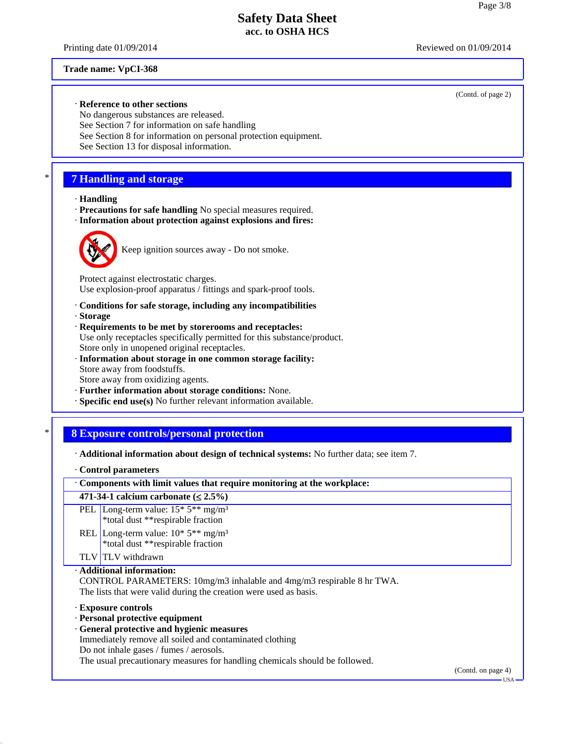**Trade name: VpCI-368**

(Contd. of page 2)

· **Reference to other sections**
No dangerous substances are released.
See Section 7 for information on safe handling
See Section 8 for information on personal protection equipment.
See Section 13 for disposal information.

## 7 Handling and storage

· **Handling**
· **Precautions for safe handling** No special measures required.
· **Information about protection against explosions and fires:**

Keep ignition sources away - Do not smoke.

Protect against electrostatic charges.
Use explosion-proof apparatus / fittings and spark-proof tools.

· **Conditions for safe storage, including any incompatibilities**
· **Storage**
· **Requirements to be met by storerooms and receptacles:**
Use only receptacles specifically permitted for this substance/product.
Store only in unopened original receptacles.
· **Information about storage in one common storage facility:**
Store away from foodstuffs.
Store away from oxidizing agents.
· **Further information about storage conditions:** None.
· **Specific end use(s)** No further relevant information available.

## 8 Exposure controls/personal protection

· **Additional information about design of technical systems:** No further data; see item 7.

· **Control parameters**

| · **Components with limit values that require monitoring at the workplace:** | |
|---|---|
| **471-34-1 calcium carbonate (≤ 2.5%)** | |
| PEL | Long-term value: 15* 5** mg/m³<br>*total dust **respirable fraction |
| REL | Long-term value: 10* 5** mg/m³<br>*total dust **respirable fraction |
| TLV | TLV withdrawn |

· **Additional information:**
CONTROL PARAMETERS: 10mg/m3 inhalable and 4mg/m3 respirable 8 hr TWA.
The lists that were valid during the creation were used as basis.

· **Exposure controls**
· **Personal protective equipment**
· **General protective and hygienic measures**
Immediately remove all soiled and contaminated clothing
Do not inhale gases / fumes / aerosols.
The usual precautionary measures for handling chemicals should be followed.

(Contd. on page 4)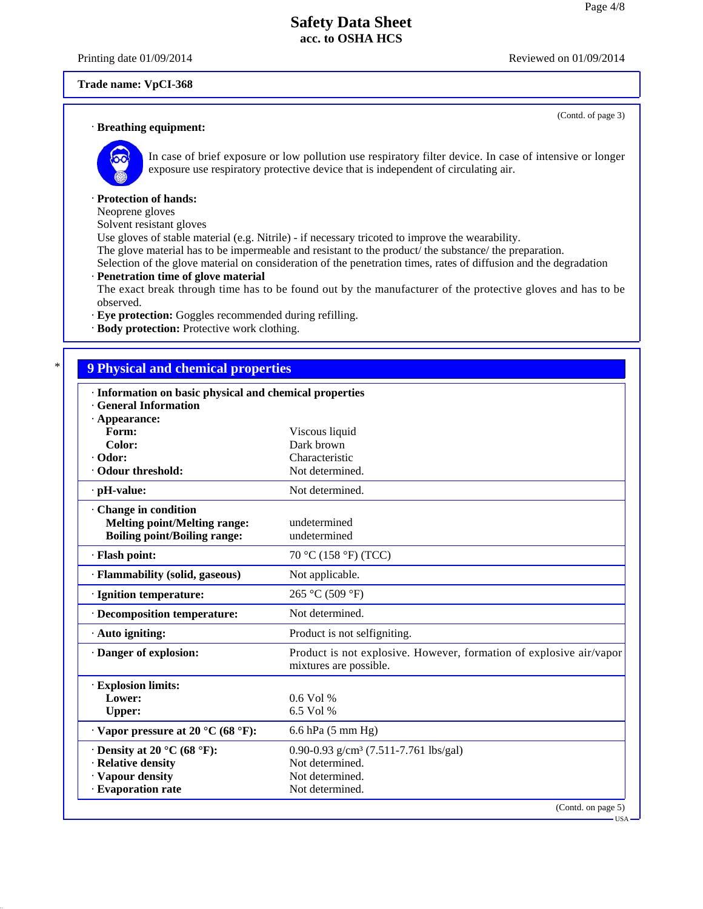**Trade name: VpCI-368**

(Contd. of page 3)

· **Breathing equipment:**

In case of brief exposure or low pollution use respiratory filter device. In case of intensive or longer exposure use respiratory protective device that is independent of circulating air.

· **Protection of hands:**
Neoprene gloves
Solvent resistant gloves
Use gloves of stable material (e.g. Nitrile) - if necessary tricoted to improve the wearability.
The glove material has to be impermeable and resistant to the product/ the substance/ the preparation.
Selection of the glove material on consideration of the penetration times, rates of diffusion and the degradation

· **Penetration time of glove material**
The exact break through time has to be found out by the manufacturer of the protective gloves and has to be observed.

· **Eye protection:** Goggles recommended during refilling.

· **Body protection:** Protective work clothing.

\* 

## 9 Physical and chemical properties

| | |
|---|---|
| · **Information on basic physical and chemical properties** | |
| · **General Information** | |
| · **Appearance:** | |
| **Form:** | Viscous liquid |
| **Color:** | Dark brown |
| · **Odor:** | Characteristic |
| · **Odour threshold:** | Not determined. |
| · **pH-value:** | Not determined. |
| · **Change in condition** | |
| **Melting point/Melting range:** | undetermined |
| **Boiling point/Boiling range:** | undetermined |
| · **Flash point:** | 70 °C (158 °F) (TCC) |
| · **Flammability (solid, gaseous)** | Not applicable. |
| · **Ignition temperature:** | 265 °C (509 °F) |
| · **Decomposition temperature:** | Not determined. |
| · **Auto igniting:** | Product is not selfigniting. |
| · **Danger of explosion:** | Product is not explosive. However, formation of explosive air/vapor mixtures are possible. |
| · **Explosion limits:** | |
| **Lower:** | 0.6 Vol % |
| **Upper:** | 6.5 Vol % |
| · **Vapor pressure at 20 °C (68 °F):** | 6.6 hPa (5 mm Hg) |
| · **Density at 20 °C (68 °F):** | 0.90-0.93 g/cm³ (7.511-7.761 lbs/gal) |
| · **Relative density** | Not determined. |
| · **Vapour density** | Not determined. |
| · **Evaporation rate** | Not determined. |

(Contd. on page 5)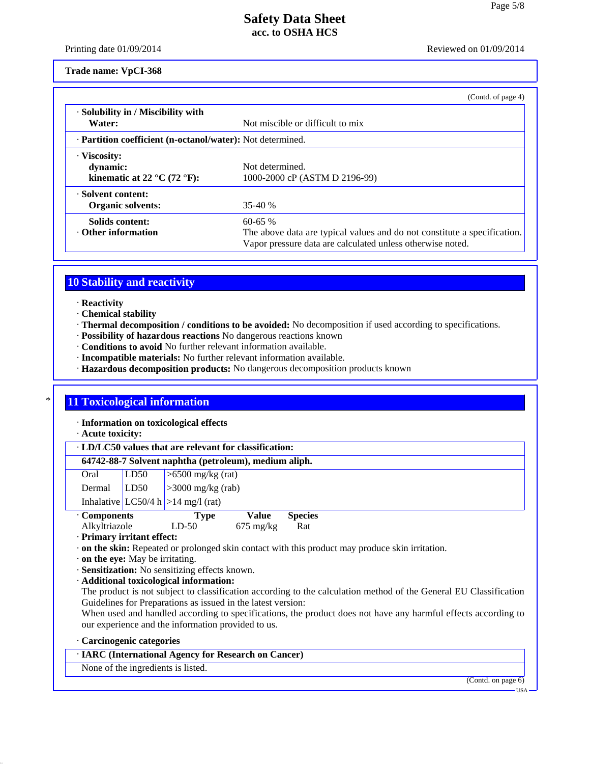**Trade name: VpCI-368**

(Contd. of page 4)

| | |
|---|---|
| · **Solubility in / Miscibility with Water:** | Not miscible or difficult to mix |
| · **Partition coefficient (n-octanol/water):** | Not determined. |
| · **Viscosity:** | |
| **dynamic:** | Not determined. |
| **kinematic at 22 °C (72 °F):** | 1000-2000 cP (ASTM D 2196-99) |
| · **Solvent content:** | |
| **Organic solvents:** | 35-40 % |
| **Solids content:** | 60-65 % |
| · **Other information** | The above data are typical values and do not constitute a specification. Vapor pressure data are calculated unless otherwise noted. |

## 10 Stability and reactivity

· **Reactivity**
· **Chemical stability**
· **Thermal decomposition / conditions to be avoided:** No decomposition if used according to specifications.
· **Possibility of hazardous reactions** No dangerous reactions known
· **Conditions to avoid** No further relevant information available.
· **Incompatible materials:** No further relevant information available.
· **Hazardous decomposition products:** No dangerous decomposition products known

## * 11 Toxicological information

· **Information on toxicological effects**
· **Acute toxicity:**

· **LD/LC50 values that are relevant for classification:**

**64742-88-7 Solvent naphtha (petroleum), medium aliph.**

| | | |
|---|---|---|
| Oral | LD50 | >6500 mg/kg (rat) |
| Dermal | LD50 | >3000 mg/kg (rab) |
| Inhalative | LC50/4 h | >14 mg/l (rat) |

| · Components | Type | Value | Species |
|---|---|---|---|
| Alkyltriazole | LD-50 | 675 mg/kg | Rat |

· **Primary irritant effect:**
· **on the skin:** Repeated or prolonged skin contact with this product may produce skin irritation.
· **on the eye:** May be irritating.
· **Sensitization:** No sensitizing effects known.
· **Additional toxicological information:**
The product is not subject to classification according to the calculation method of the General EU Classification Guidelines for Preparations as issued in the latest version:
When used and handled according to specifications, the product does not have any harmful effects according to our experience and the information provided to us.

· **Carcinogenic categories**

· **IARC (International Agency for Research on Cancer)**

None of the ingredients is listed.

(Contd. on page 6)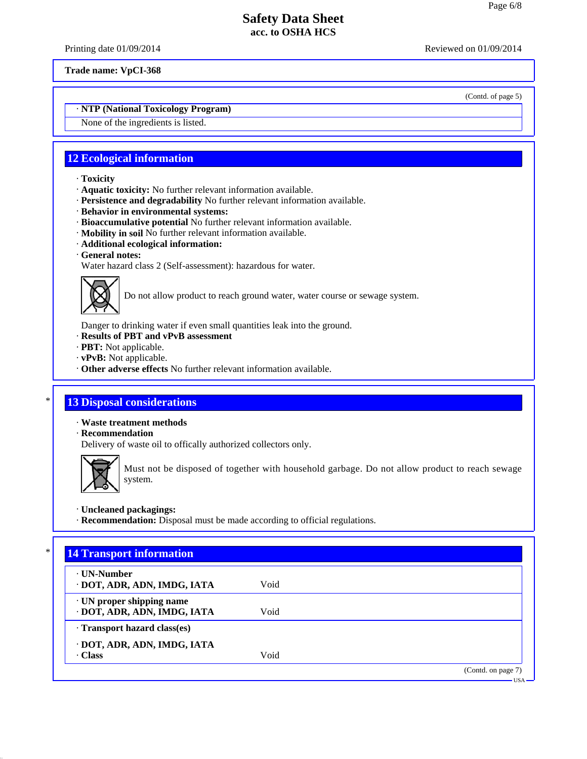(Contd. of page 5)

· **NTP (National Toxicology Program)**

None of the ingredients is listed.

## 12 Ecological information

· **Toxicity**
· **Aquatic toxicity:** No further relevant information available.
· **Persistence and degradability** No further relevant information available.
· **Behavior in environmental systems:**
· **Bioaccumulative potential** No further relevant information available.
· **Mobility in soil** No further relevant information available.
· **Additional ecological information:**
· **General notes:**
Water hazard class 2 (Self-assessment): hazardous for water.

Do not allow product to reach ground water, water course or sewage system.

Danger to drinking water if even small quantities leak into the ground.
· **Results of PBT and vPvB assessment**
· **PBT:** Not applicable.
· **vPvB:** Not applicable.
· **Other adverse effects** No further relevant information available.

\* 

## 13 Disposal considerations

· **Waste treatment methods**
· **Recommendation**
Delivery of waste oil to offically authorized collectors only.

Must not be disposed of together with household garbage. Do not allow product to reach sewage system.

· **Uncleaned packagings:**
· **Recommendation:** Disposal must be made according to official regulations.

\* 

## 14 Transport information

| · **UN-Number** | |
|---|---|
| · **DOT, ADR, ADN, IMDG, IATA** | Void |
| · **UN proper shipping name** | |
| · **DOT, ADR, ADN, IMDG, IATA** | Void |
| · **Transport hazard class(es)** | |
| · **DOT, ADR, ADN, IMDG, IATA** | |
| · **Class** | Void |

(Contd. on page 7)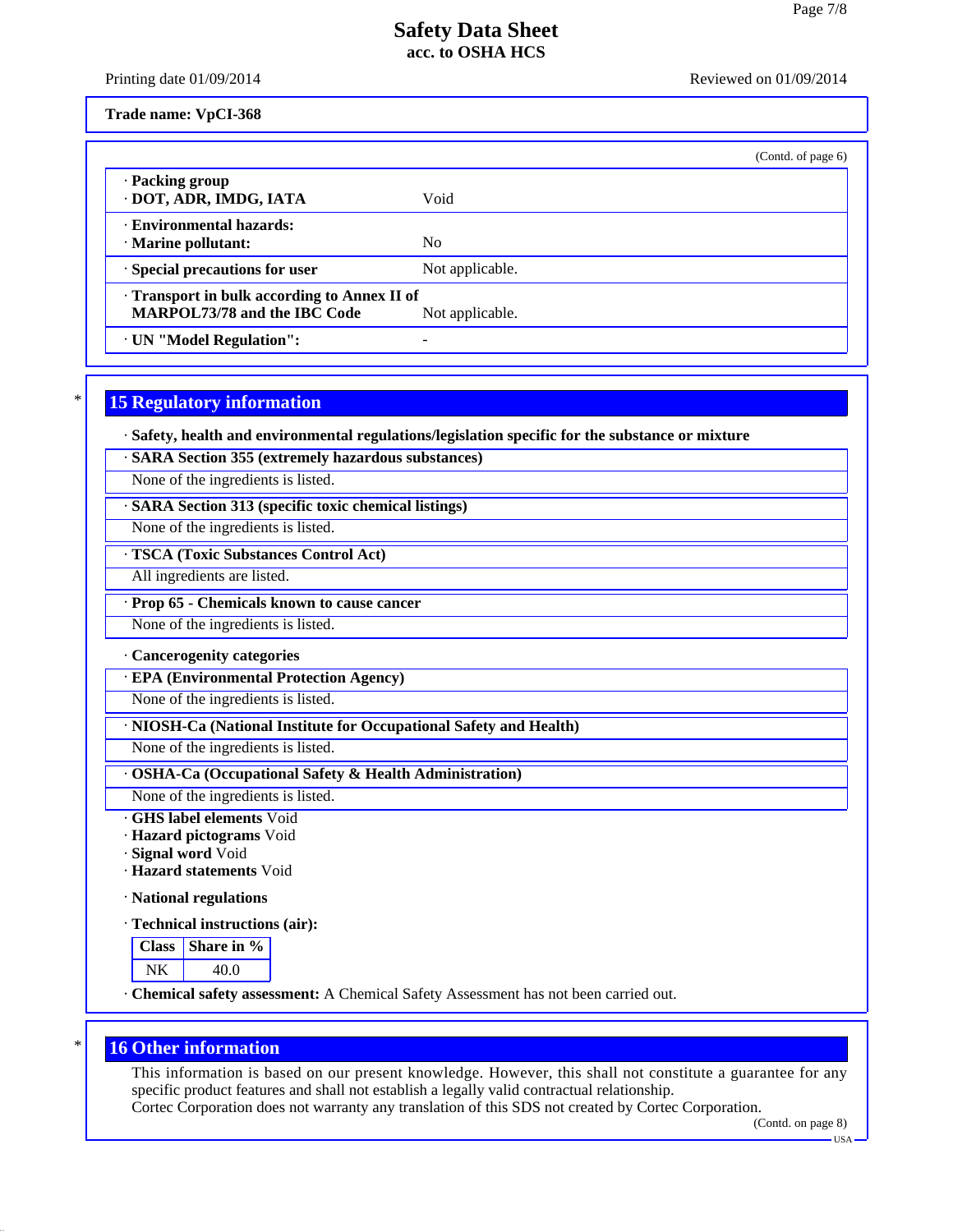**Trade name: VpCI-368**

(Contd. of page 6)

| | |
|---|---|
| · **Packing group**<br>· **DOT, ADR, IMDG, IATA** | Void |
| · **Environmental hazards:**<br>· **Marine pollutant:** | No |
| · **Special precautions for user** | Not applicable. |
| · **Transport in bulk according to Annex II of MARPOL73/78 and the IBC Code** | Not applicable. |
| · **UN "Model Regulation":** | - |

## 15 Regulatory information

· **Safety, health and environmental regulations/legislation specific for the substance or mixture**

· **SARA Section 355 (extremely hazardous substances)**

None of the ingredients is listed.

· **SARA Section 313 (specific toxic chemical listings)**

None of the ingredients is listed.

· **TSCA (Toxic Substances Control Act)**

All ingredients are listed.

· **Prop 65 - Chemicals known to cause cancer**

None of the ingredients is listed.

· **Cancerogenity categories**

· **EPA (Environmental Protection Agency)**

None of the ingredients is listed.

· **NIOSH-Ca (National Institute for Occupational Safety and Health)**

None of the ingredients is listed.

· **OSHA-Ca (Occupational Safety & Health Administration)**

None of the ingredients is listed.

· **GHS label elements** Void
· **Hazard pictograms** Void
· **Signal word** Void
· **Hazard statements** Void

· **National regulations**

· **Technical instructions (air):**

| Class | Share in % |
|---|---|
| NK | 40.0 |

· **Chemical safety assessment:** A Chemical Safety Assessment has not been carried out.

## 16 Other information

This information is based on our present knowledge. However, this shall not constitute a guarantee for any specific product features and shall not establish a legally valid contractual relationship.
Cortec Corporation does not warranty any translation of this SDS not created by Cortec Corporation.

(Contd. on page 8)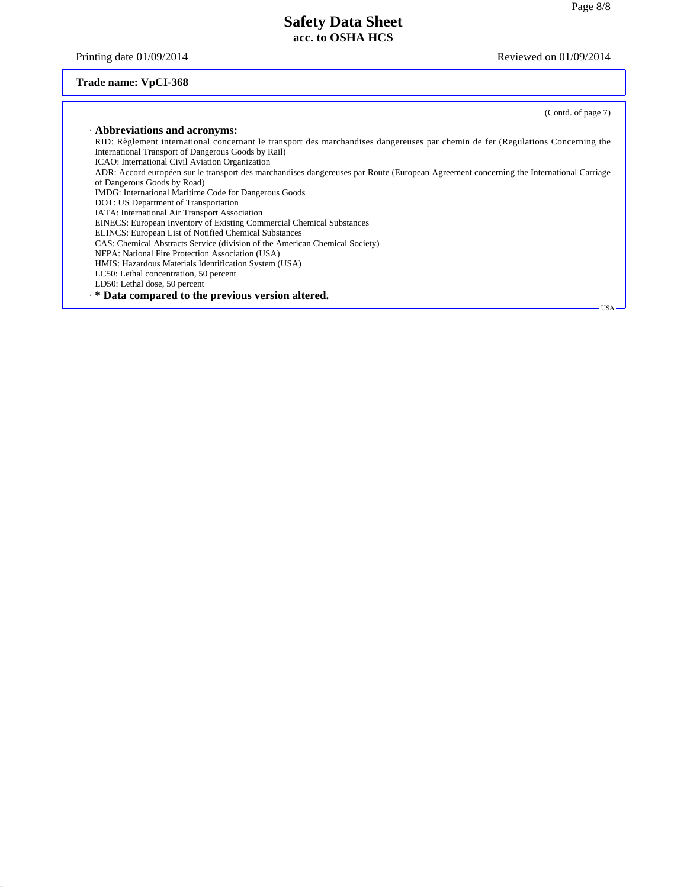Trade name: VpCI-368

(Contd. of page 7)

· **Abbreviations and acronyms:**

RID: Règlement international concernant le transport des marchandises dangereuses par chemin de fer (Regulations Concerning the International Transport of Dangerous Goods by Rail)
ICAO: International Civil Aviation Organization
ADR: Accord européen sur le transport des marchandises dangereuses par Route (European Agreement concerning the International Carriage of Dangerous Goods by Road)
IMDG: International Maritime Code for Dangerous Goods
DOT: US Department of Transportation
IATA: International Air Transport Association
EINECS: European Inventory of Existing Commercial Chemical Substances
ELINCS: European List of Notified Chemical Substances
CAS: Chemical Abstracts Service (division of the American Chemical Society)
NFPA: National Fire Protection Association (USA)
HMIS: Hazardous Materials Identification System (USA)
LC50: Lethal concentration, 50 percent
LD50: Lethal dose, 50 percent

· **\* Data compared to the previous version altered.**

USA